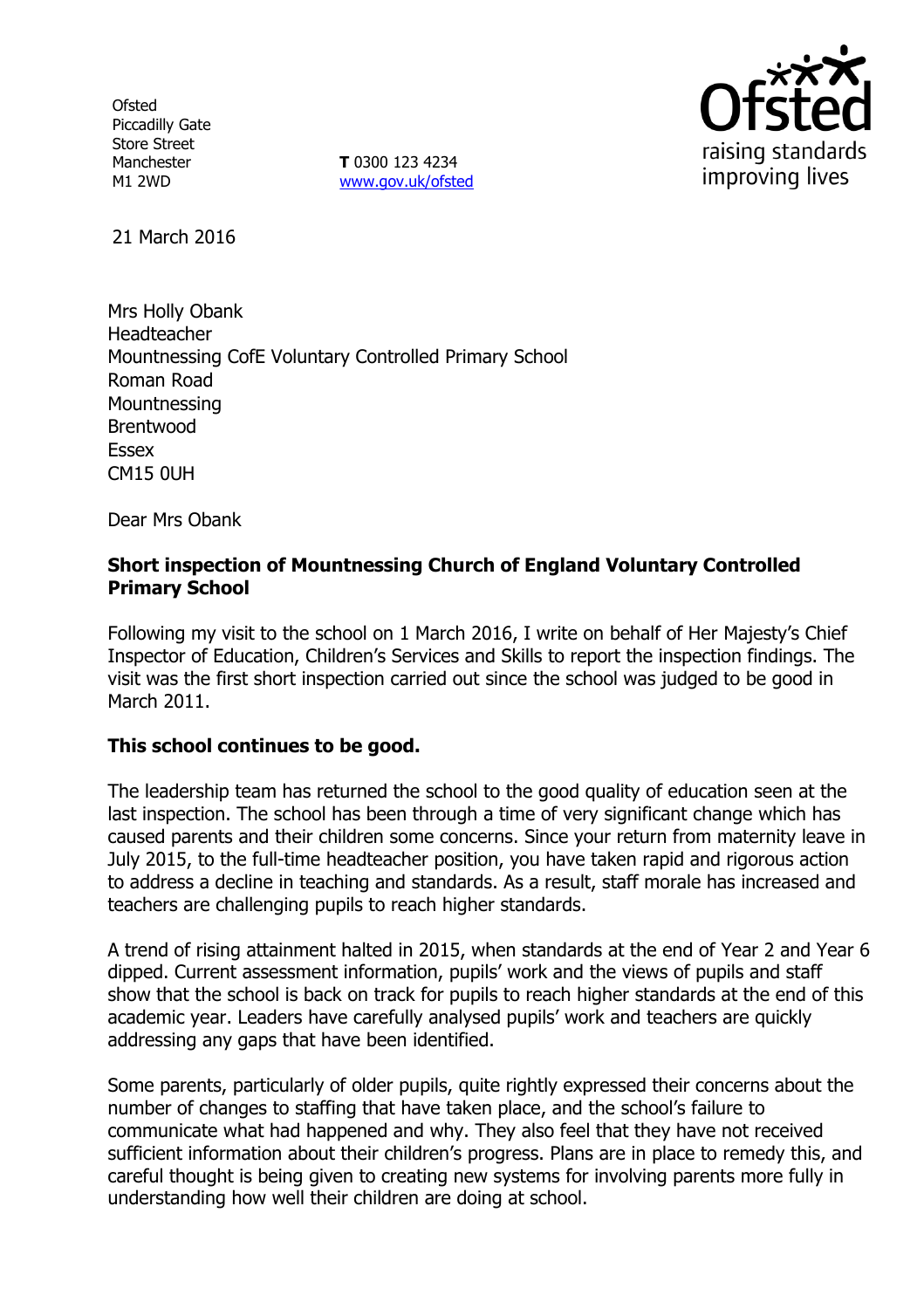Ofsted
Piccadilly Gate
Store Street
Manchester
M1 2WD

**T** 0300 123 4234
www.gov.uk/ofsted

21 March 2016

Mrs Holly Obank
Headteacher
Mountnessing CofE Voluntary Controlled Primary School
Roman Road
Mountnessing
Brentwood
Essex
CM15 0UH

Dear Mrs Obank

**Short inspection of Mountnessing Church of England Voluntary Controlled Primary School**

Following my visit to the school on 1 March 2016, I write on behalf of Her Majesty's Chief Inspector of Education, Children's Services and Skills to report the inspection findings. The visit was the first short inspection carried out since the school was judged to be good in March 2011.

**This school continues to be good.**

The leadership team has returned the school to the good quality of education seen at the last inspection. The school has been through a time of very significant change which has caused parents and their children some concerns. Since your return from maternity leave in July 2015, to the full-time headteacher position, you have taken rapid and rigorous action to address a decline in teaching and standards. As a result, staff morale has increased and teachers are challenging pupils to reach higher standards.

A trend of rising attainment halted in 2015, when standards at the end of Year 2 and Year 6 dipped. Current assessment information, pupils' work and the views of pupils and staff show that the school is back on track for pupils to reach higher standards at the end of this academic year. Leaders have carefully analysed pupils' work and teachers are quickly addressing any gaps that have been identified.

Some parents, particularly of older pupils, quite rightly expressed their concerns about the number of changes to staffing that have taken place, and the school's failure to communicate what had happened and why. They also feel that they have not received sufficient information about their children's progress. Plans are in place to remedy this, and careful thought is being given to creating new systems for involving parents more fully in understanding how well their children are doing at school.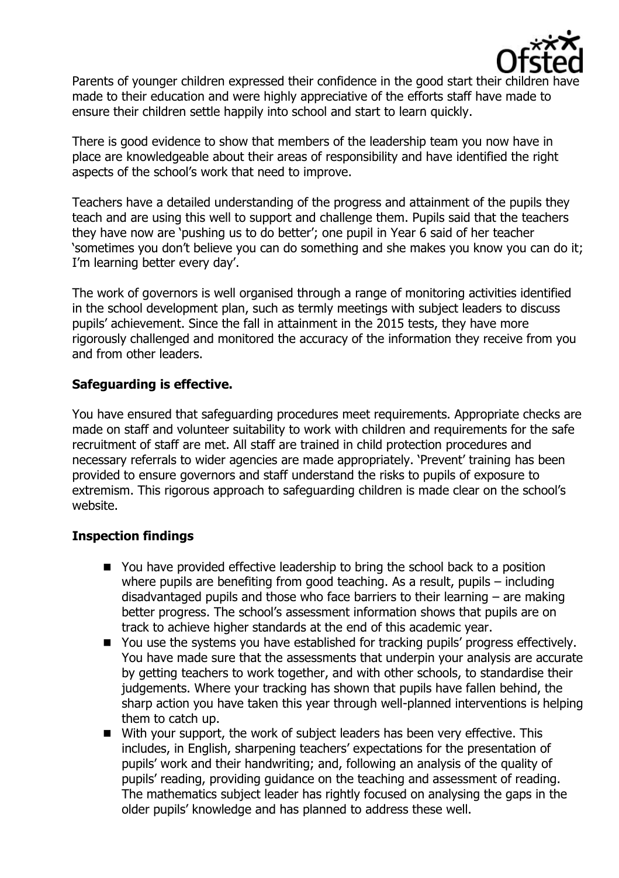Parents of younger children expressed their confidence in the good start their children have made to their education and were highly appreciative of the efforts staff have made to ensure their children settle happily into school and start to learn quickly.

There is good evidence to show that members of the leadership team you now have in place are knowledgeable about their areas of responsibility and have identified the right aspects of the school's work that need to improve.

Teachers have a detailed understanding of the progress and attainment of the pupils they teach and are using this well to support and challenge them. Pupils said that the teachers they have now are 'pushing us to do better'; one pupil in Year 6 said of her teacher 'sometimes you don't believe you can do something and she makes you know you can do it; I'm learning better every day'.

The work of governors is well organised through a range of monitoring activities identified in the school development plan, such as termly meetings with subject leaders to discuss pupils' achievement. Since the fall in attainment in the 2015 tests, they have more rigorously challenged and monitored the accuracy of the information they receive from you and from other leaders.

## Safeguarding is effective.

You have ensured that safeguarding procedures meet requirements. Appropriate checks are made on staff and volunteer suitability to work with children and requirements for the safe recruitment of staff are met. All staff are trained in child protection procedures and necessary referrals to wider agencies are made appropriately. 'Prevent' training has been provided to ensure governors and staff understand the risks to pupils of exposure to extremism. This rigorous approach to safeguarding children is made clear on the school's website.

## Inspection findings

- You have provided effective leadership to bring the school back to a position where pupils are benefiting from good teaching. As a result, pupils – including disadvantaged pupils and those who face barriers to their learning – are making better progress. The school's assessment information shows that pupils are on track to achieve higher standards at the end of this academic year.
- You use the systems you have established for tracking pupils' progress effectively. You have made sure that the assessments that underpin your analysis are accurate by getting teachers to work together, and with other schools, to standardise their judgements. Where your tracking has shown that pupils have fallen behind, the sharp action you have taken this year through well-planned interventions is helping them to catch up.
- With your support, the work of subject leaders has been very effective. This includes, in English, sharpening teachers' expectations for the presentation of pupils' work and their handwriting; and, following an analysis of the quality of pupils' reading, providing guidance on the teaching and assessment of reading. The mathematics subject leader has rightly focused on analysing the gaps in the older pupils' knowledge and has planned to address these well.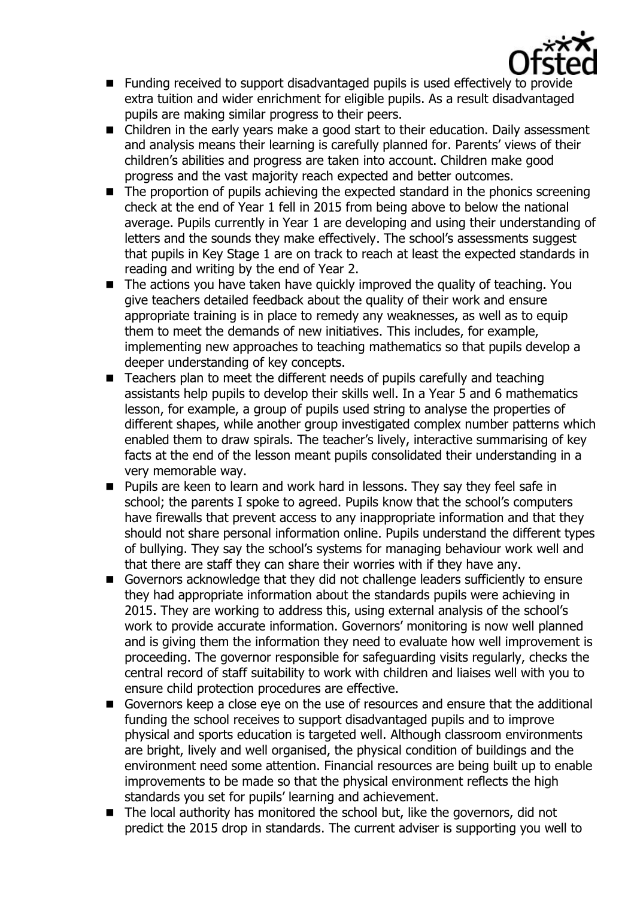- Funding received to support disadvantaged pupils is used effectively to provide extra tuition and wider enrichment for eligible pupils. As a result disadvantaged pupils are making similar progress to their peers.
- Children in the early years make a good start to their education. Daily assessment and analysis means their learning is carefully planned for. Parents' views of their children's abilities and progress are taken into account. Children make good progress and the vast majority reach expected and better outcomes.
- The proportion of pupils achieving the expected standard in the phonics screening check at the end of Year 1 fell in 2015 from being above to below the national average. Pupils currently in Year 1 are developing and using their understanding of letters and the sounds they make effectively. The school's assessments suggest that pupils in Key Stage 1 are on track to reach at least the expected standards in reading and writing by the end of Year 2.
- The actions you have taken have quickly improved the quality of teaching. You give teachers detailed feedback about the quality of their work and ensure appropriate training is in place to remedy any weaknesses, as well as to equip them to meet the demands of new initiatives. This includes, for example, implementing new approaches to teaching mathematics so that pupils develop a deeper understanding of key concepts.
- Teachers plan to meet the different needs of pupils carefully and teaching assistants help pupils to develop their skills well. In a Year 5 and 6 mathematics lesson, for example, a group of pupils used string to analyse the properties of different shapes, while another group investigated complex number patterns which enabled them to draw spirals. The teacher's lively, interactive summarising of key facts at the end of the lesson meant pupils consolidated their understanding in a very memorable way.
- Pupils are keen to learn and work hard in lessons. They say they feel safe in school; the parents I spoke to agreed. Pupils know that the school's computers have firewalls that prevent access to any inappropriate information and that they should not share personal information online. Pupils understand the different types of bullying. They say the school's systems for managing behaviour work well and that there are staff they can share their worries with if they have any.
- Governors acknowledge that they did not challenge leaders sufficiently to ensure they had appropriate information about the standards pupils were achieving in 2015. They are working to address this, using external analysis of the school's work to provide accurate information. Governors' monitoring is now well planned and is giving them the information they need to evaluate how well improvement is proceeding. The governor responsible for safeguarding visits regularly, checks the central record of staff suitability to work with children and liaises well with you to ensure child protection procedures are effective.
- Governors keep a close eye on the use of resources and ensure that the additional funding the school receives to support disadvantaged pupils and to improve physical and sports education is targeted well. Although classroom environments are bright, lively and well organised, the physical condition of buildings and the environment need some attention. Financial resources are being built up to enable improvements to be made so that the physical environment reflects the high standards you set for pupils' learning and achievement.
- The local authority has monitored the school but, like the governors, did not predict the 2015 drop in standards. The current adviser is supporting you well to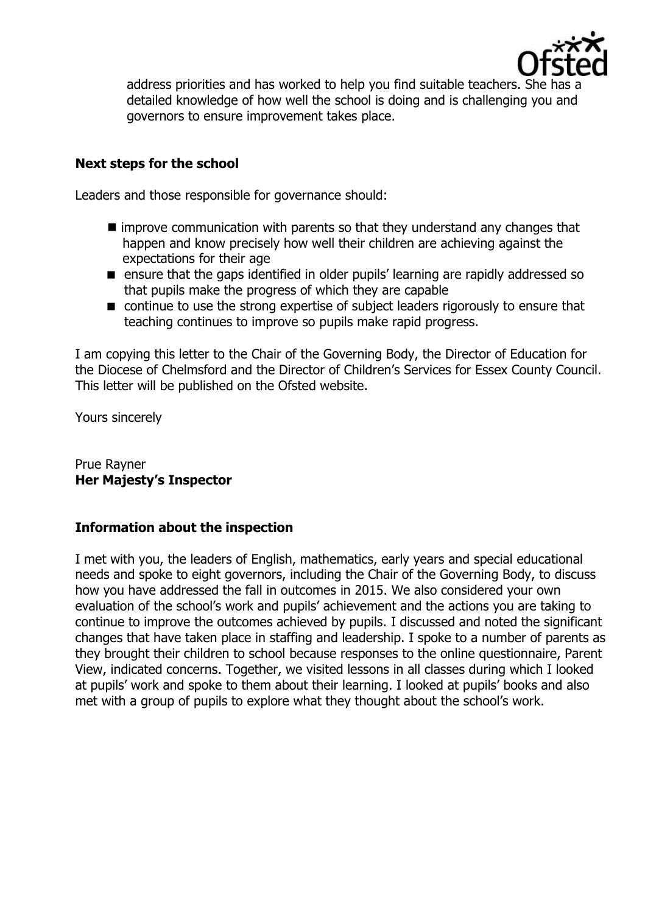address priorities and has worked to help you find suitable teachers. She has a detailed knowledge of how well the school is doing and is challenging you and governors to ensure improvement takes place.

## Next steps for the school

Leaders and those responsible for governance should:

- improve communication with parents so that they understand any changes that happen and know precisely how well their children are achieving against the expectations for their age
- ensure that the gaps identified in older pupils' learning are rapidly addressed so that pupils make the progress of which they are capable
- continue to use the strong expertise of subject leaders rigorously to ensure that teaching continues to improve so pupils make rapid progress.

I am copying this letter to the Chair of the Governing Body, the Director of Education for the Diocese of Chelmsford and the Director of Children's Services for Essex County Council. This letter will be published on the Ofsted website.

Yours sincerely

Prue Rayner
**Her Majesty's Inspector**

## Information about the inspection

I met with you, the leaders of English, mathematics, early years and special educational needs and spoke to eight governors, including the Chair of the Governing Body, to discuss how you have addressed the fall in outcomes in 2015. We also considered your own evaluation of the school's work and pupils' achievement and the actions you are taking to continue to improve the outcomes achieved by pupils. I discussed and noted the significant changes that have taken place in staffing and leadership. I spoke to a number of parents as they brought their children to school because responses to the online questionnaire, Parent View, indicated concerns. Together, we visited lessons in all classes during which I looked at pupils' work and spoke to them about their learning. I looked at pupils' books and also met with a group of pupils to explore what they thought about the school's work.